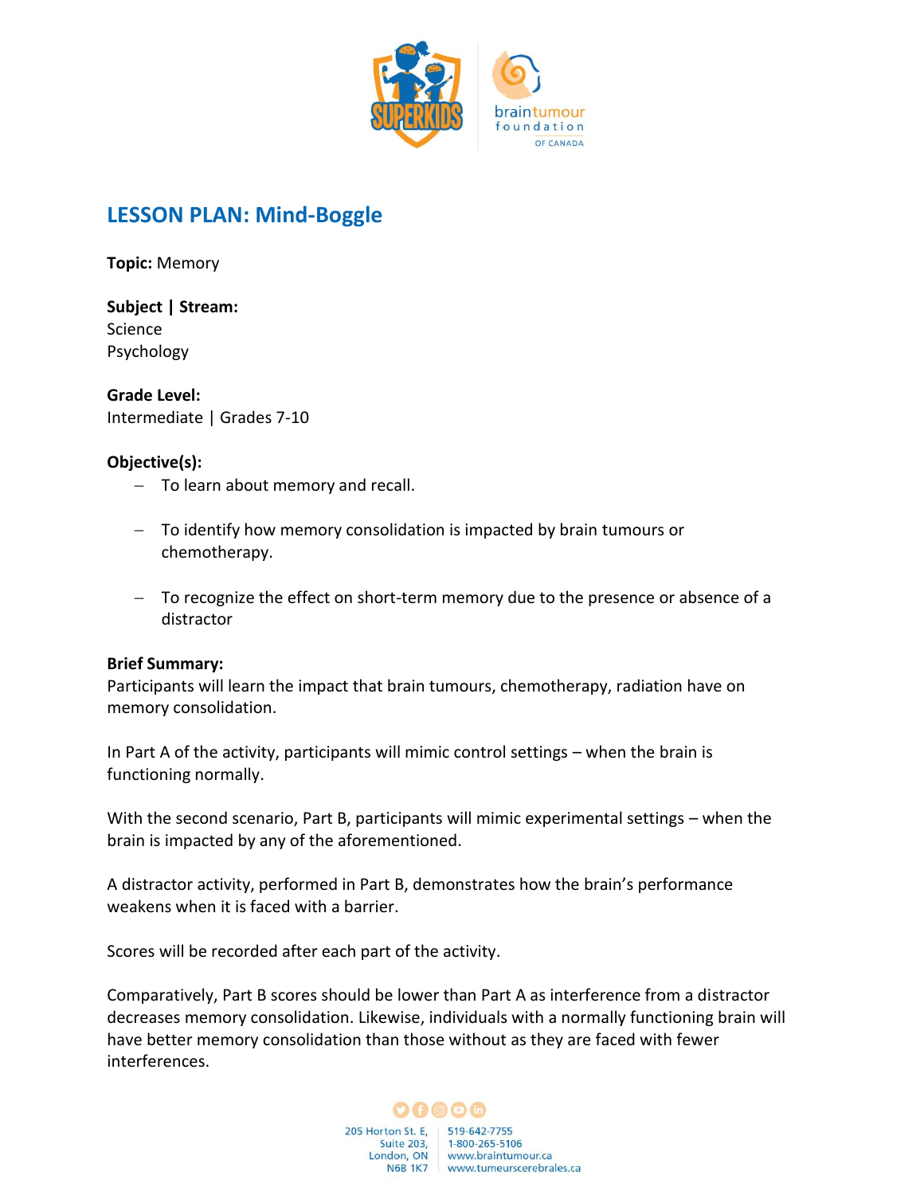## LESSON PLAN: Mind-Boggle

**Topic:** Memory

**Subject | Stream:**
Science
Psychology

**Grade Level:**
Intermediate | Grades 7-10

**Objective(s):**

- To learn about memory and recall.
- To identify how memory consolidation is impacted by brain tumours or chemotherapy.
- To recognize the effect on short-term memory due to the presence or absence of a distractor

**Brief Summary:**
Participants will learn the impact that brain tumours, chemotherapy, radiation have on memory consolidation.

In Part A of the activity, participants will mimic control settings – when the brain is functioning normally.

With the second scenario, Part B, participants will mimic experimental settings – when the brain is impacted by any of the aforementioned.

A distractor activity, performed in Part B, demonstrates how the brain's performance weakens when it is faced with a barrier.

Scores will be recorded after each part of the activity.

Comparatively, Part B scores should be lower than Part A as interference from a distractor decreases memory consolidation. Likewise, individuals with a normally functioning brain will have better memory consolidation than those without as they are faced with fewer interferences.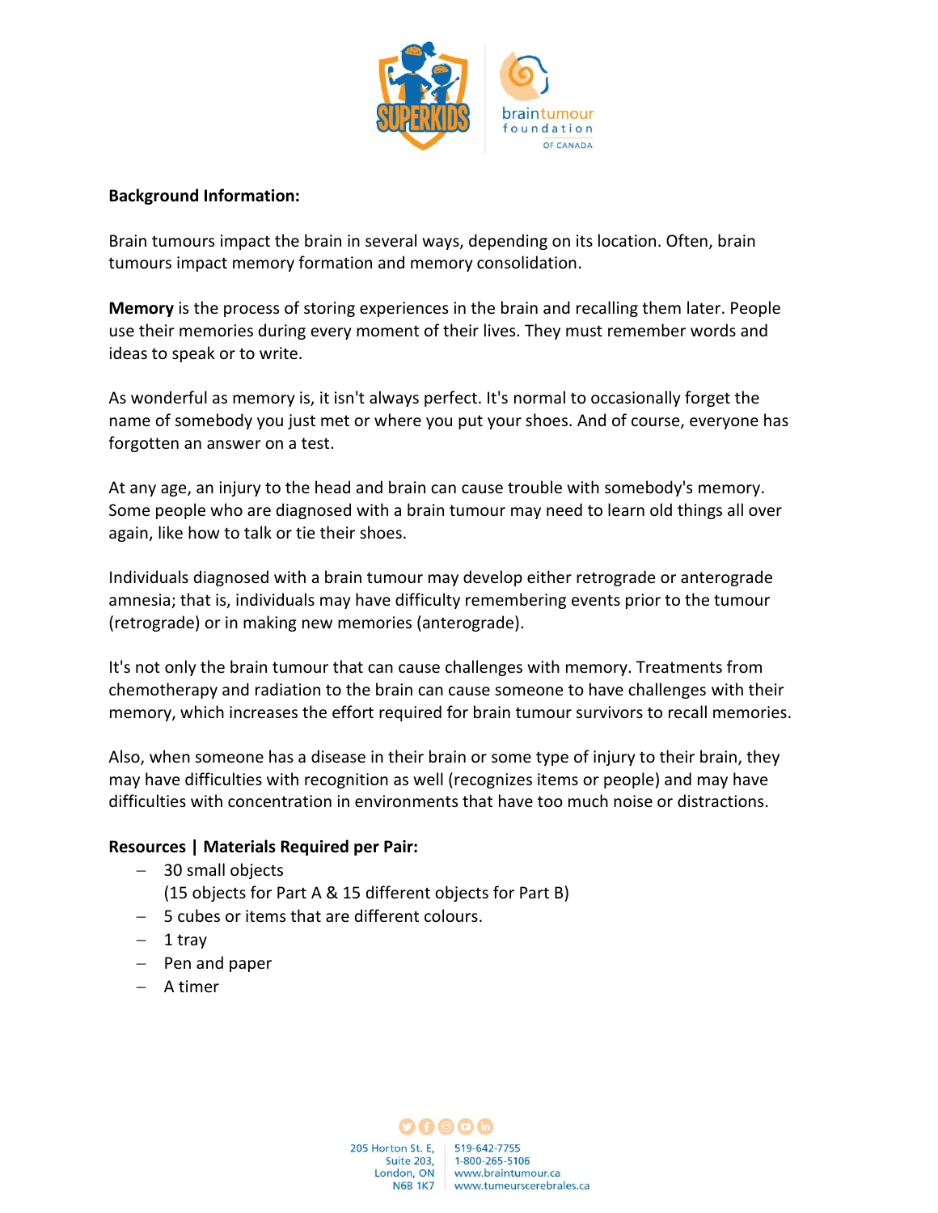**Background Information:**

Brain tumours impact the brain in several ways, depending on its location. Often, brain tumours impact memory formation and memory consolidation.

**Memory** is the process of storing experiences in the brain and recalling them later. People use their memories during every moment of their lives. They must remember words and ideas to speak or to write.

As wonderful as memory is, it isn't always perfect. It's normal to occasionally forget the name of somebody you just met or where you put your shoes. And of course, everyone has forgotten an answer on a test.

At any age, an injury to the head and brain can cause trouble with somebody's memory. Some people who are diagnosed with a brain tumour may need to learn old things all over again, like how to talk or tie their shoes.

Individuals diagnosed with a brain tumour may develop either retrograde or anterograde amnesia; that is, individuals may have difficulty remembering events prior to the tumour (retrograde) or in making new memories (anterograde).

It's not only the brain tumour that can cause challenges with memory. Treatments from chemotherapy and radiation to the brain can cause someone to have challenges with their memory, which increases the effort required for brain tumour survivors to recall memories.

Also, when someone has a disease in their brain or some type of injury to their brain, they may have difficulties with recognition as well (recognizes items or people) and may have difficulties with concentration in environments that have too much noise or distractions.

**Resources | Materials Required per Pair:**

- 30 small objects
  (15 objects for Part A & 15 different objects for Part B)
- 5 cubes or items that are different colours.
- 1 tray
- Pen and paper
- A timer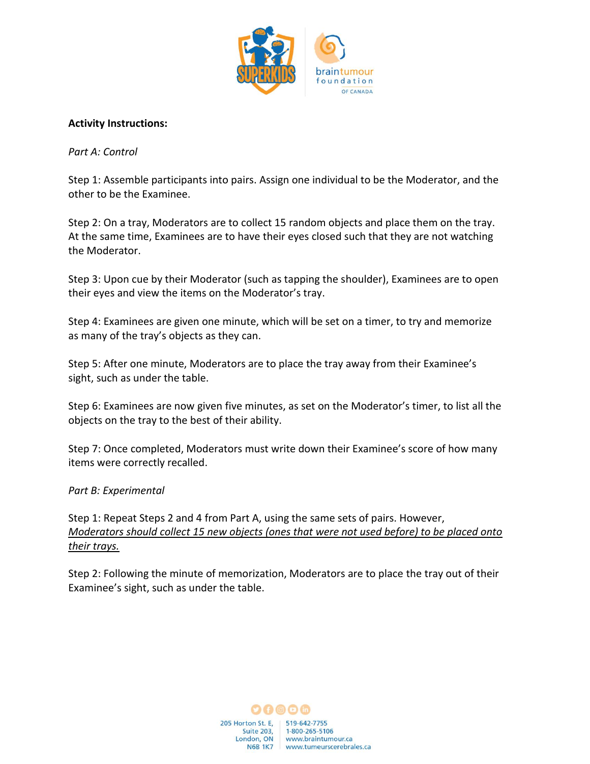**Activity Instructions:**

*Part A: Control*

Step 1: Assemble participants into pairs. Assign one individual to be the Moderator, and the other to be the Examinee.

Step 2: On a tray, Moderators are to collect 15 random objects and place them on the tray. At the same time, Examinees are to have their eyes closed such that they are not watching the Moderator.

Step 3: Upon cue by their Moderator (such as tapping the shoulder), Examinees are to open their eyes and view the items on the Moderator's tray.

Step 4: Examinees are given one minute, which will be set on a timer, to try and memorize as many of the tray's objects as they can.

Step 5: After one minute, Moderators are to place the tray away from their Examinee's sight, such as under the table.

Step 6: Examinees are now given five minutes, as set on the Moderator's timer, to list all the objects on the tray to the best of their ability.

Step 7: Once completed, Moderators must write down their Examinee's score of how many items were correctly recalled.

*Part B: Experimental*

Step 1: Repeat Steps 2 and 4 from Part A, using the same sets of pairs. However, <u>*Moderators should collect 15 new objects (ones that were not used before) to be placed onto their trays.*</u>

Step 2: Following the minute of memorization, Moderators are to place the tray out of their Examinee's sight, such as under the table.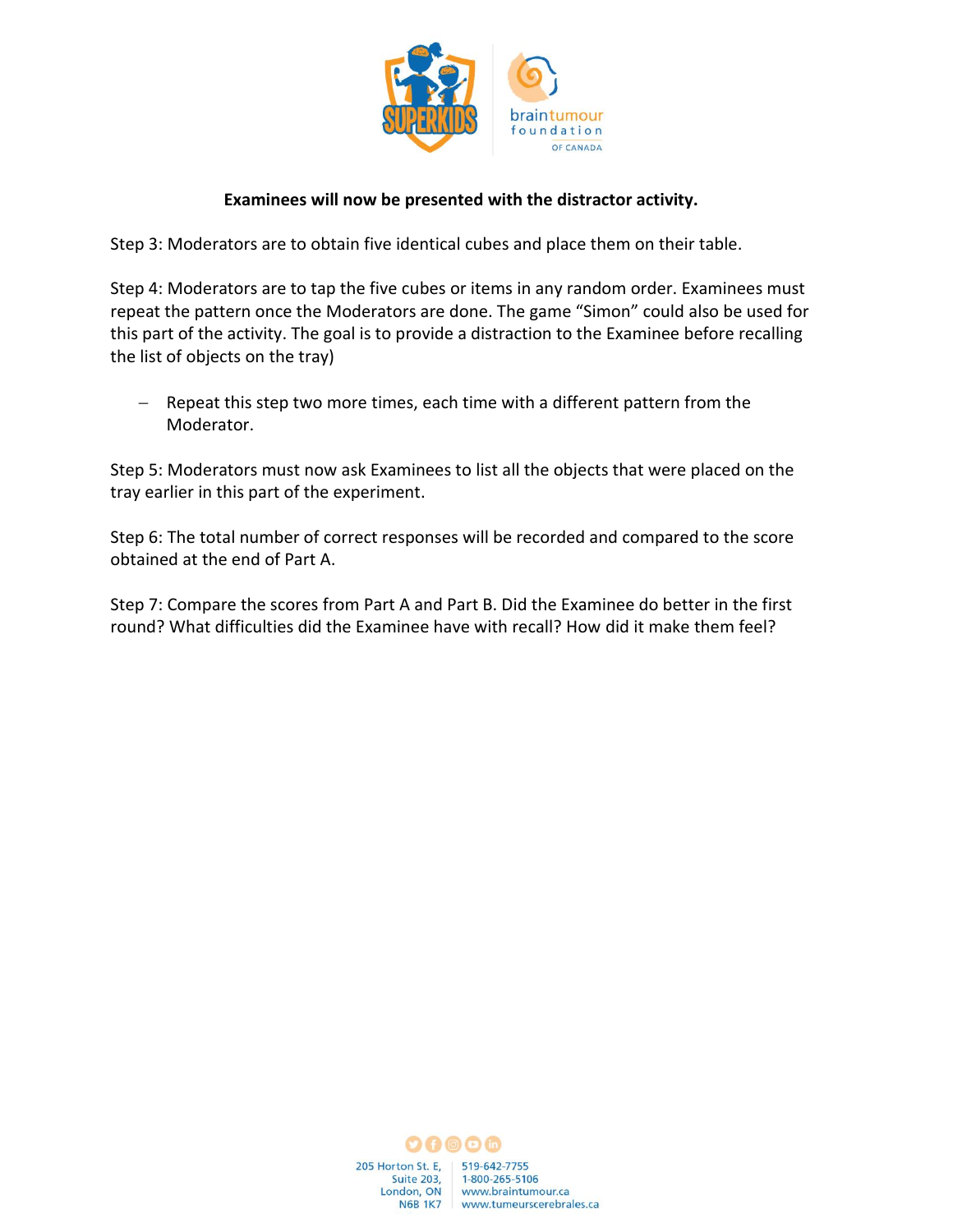**Examinees will now be presented with the distractor activity.**

Step 3: Moderators are to obtain five identical cubes and place them on their table.

Step 4: Moderators are to tap the five cubes or items in any random order. Examinees must repeat the pattern once the Moderators are done. The game "Simon" could also be used for this part of the activity. The goal is to provide a distraction to the Examinee before recalling the list of objects on the tray)

- Repeat this step two more times, each time with a different pattern from the Moderator.

Step 5: Moderators must now ask Examinees to list all the objects that were placed on the tray earlier in this part of the experiment.

Step 6: The total number of correct responses will be recorded and compared to the score obtained at the end of Part A.

Step 7: Compare the scores from Part A and Part B. Did the Examinee do better in the first round? What difficulties did the Examinee have with recall? How did it make them feel?